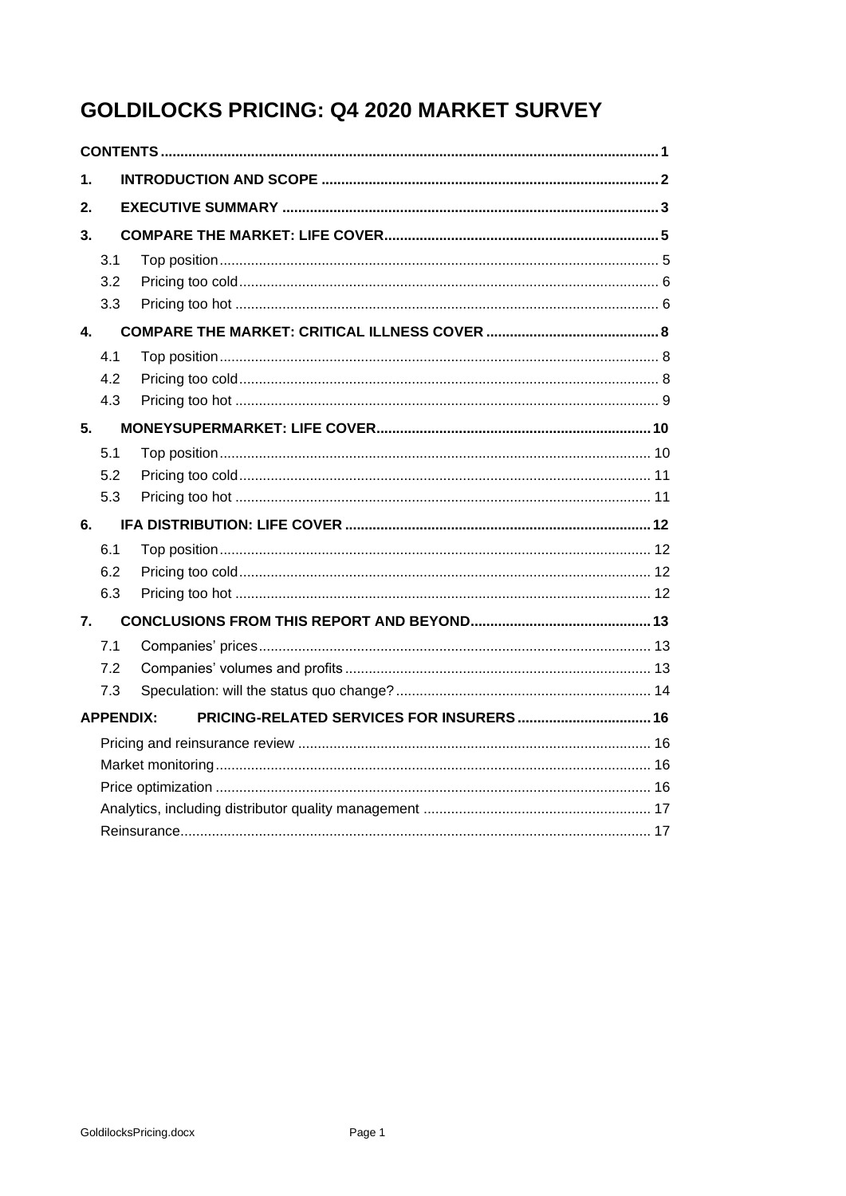# GOLDILOCKS PRICING: Q4 2020 MARKET SURVEY

**CONTENTS** ..... 1

**1. INTRODUCTION AND SCOPE** ..... 2

**2. EXECUTIVE SUMMARY** ..... 3

**3. COMPARE THE MARKET: LIFE COVER** ..... 5

- 3.1 Top position ..... 5
- 3.2 Pricing too cold ..... 6
- 3.3 Pricing too hot ..... 6

**4. COMPARE THE MARKET: CRITICAL ILLNESS COVER** ..... 8

- 4.1 Top position ..... 8
- 4.2 Pricing too cold ..... 8
- 4.3 Pricing too hot ..... 9

**5. MONEYSUPERMARKET: LIFE COVER** ..... 10

- 5.1 Top position ..... 10
- 5.2 Pricing too cold ..... 11
- 5.3 Pricing too hot ..... 11

**6. IFA DISTRIBUTION: LIFE COVER** ..... 12

- 6.1 Top position ..... 12
- 6.2 Pricing too cold ..... 12
- 6.3 Pricing too hot ..... 12

**7. CONCLUSIONS FROM THIS REPORT AND BEYOND** ..... 13

- 7.1 Companies' prices ..... 13
- 7.2 Companies' volumes and profits ..... 13
- 7.3 Speculation: will the status quo change? ..... 14

**APPENDIX: PRICING-RELATED SERVICES FOR INSURERS** ..... 16

- Pricing and reinsurance review ..... 16
- Market monitoring ..... 16
- Price optimization ..... 16
- Analytics, including distributor quality management ..... 17
- Reinsurance ..... 17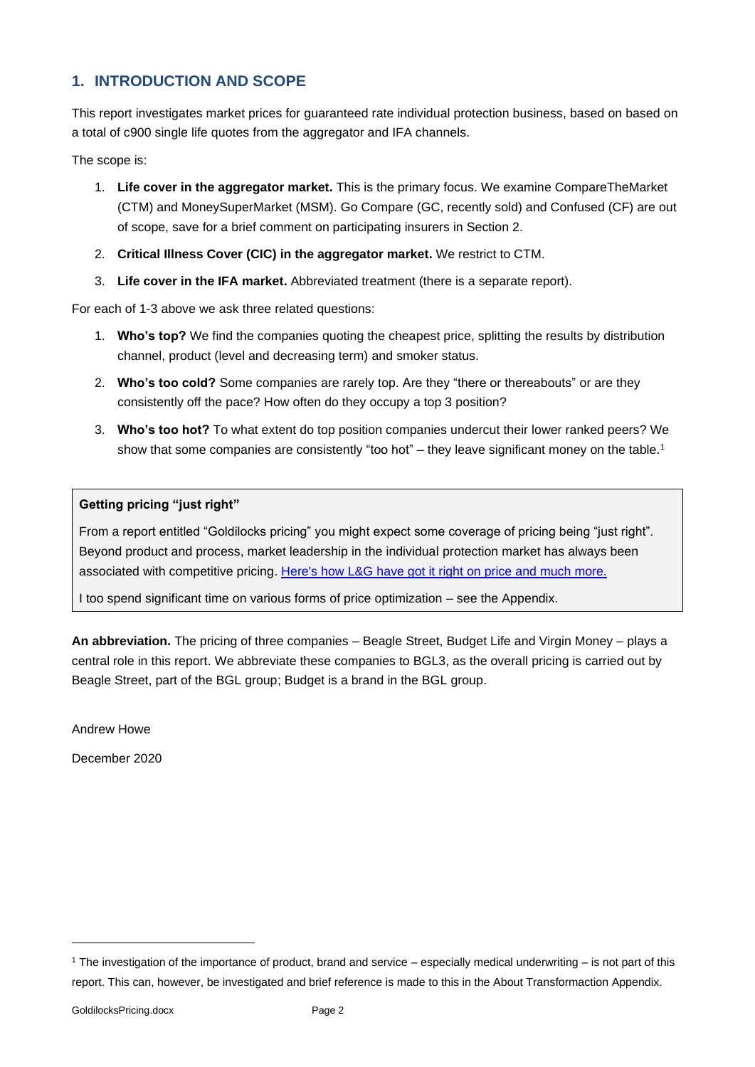## 1. INTRODUCTION AND SCOPE

This report investigates market prices for guaranteed rate individual protection business, based on based on a total of c900 single life quotes from the aggregator and IFA channels.

The scope is:

1. **Life cover in the aggregator market.** This is the primary focus. We examine CompareTheMarket (CTM) and MoneySuperMarket (MSM). Go Compare (GC, recently sold) and Confused (CF) are out of scope, save for a brief comment on participating insurers in Section 2.
2. **Critical Illness Cover (CIC) in the aggregator market.** We restrict to CTM.
3. **Life cover in the IFA market.** Abbreviated treatment (there is a separate report).

For each of 1-3 above we ask three related questions:

1. **Who's top?** We find the companies quoting the cheapest price, splitting the results by distribution channel, product (level and decreasing term) and smoker status.
2. **Who's too cold?** Some companies are rarely top. Are they "there or thereabouts" or are they consistently off the pace? How often do they occupy a top 3 position?
3. **Who's too hot?** To what extent do top position companies undercut their lower ranked peers? We show that some companies are consistently "too hot" – they leave significant money on the table.[1]

**Getting pricing "just right"**

From a report entitled "Goldilocks pricing" you might expect some coverage of pricing being "just right". Beyond product and process, market leadership in the individual protection market has always been associated with competitive pricing. [Here's how L&G have got it right on price and much more.]

I too spend significant time on various forms of price optimization – see the Appendix.

**An abbreviation.** The pricing of three companies – Beagle Street, Budget Life and Virgin Money – plays a central role in this report. We abbreviate these companies to BGL3, as the overall pricing is carried out by Beagle Street, part of the BGL group; Budget is a brand in the BGL group.

Andrew Howe

December 2020

---

[1] The investigation of the importance of product, brand and service – especially medical underwriting – is not part of this report. This can, however, be investigated and brief reference is made to this in the About Transformaction Appendix.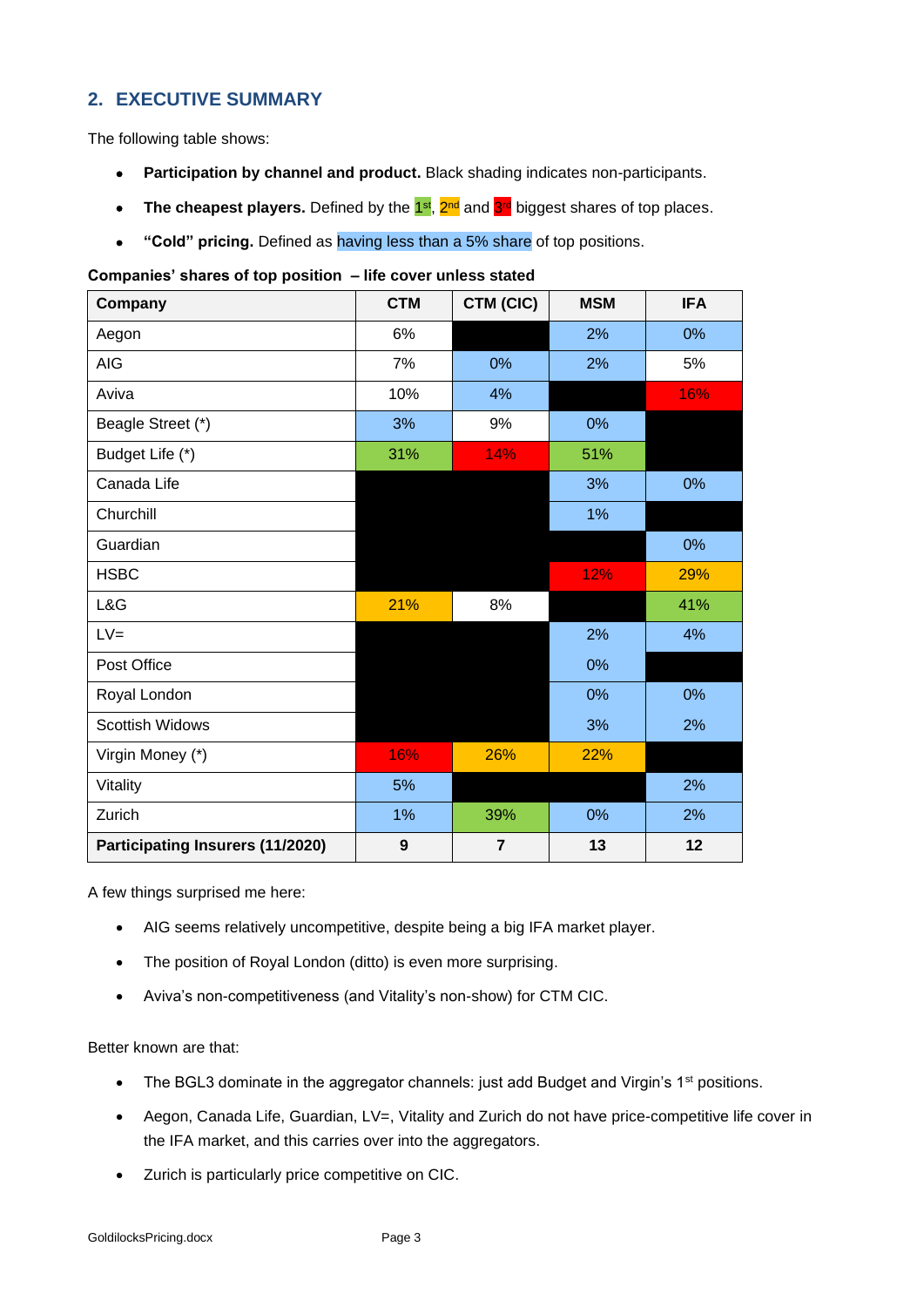## 2. EXECUTIVE SUMMARY

The following table shows:

- **Participation by channel and product.** Black shading indicates non-participants.
- **The cheapest players.** Defined by the 1st, 2nd and 3rd biggest shares of top places.
- **"Cold" pricing.** Defined as having less than a 5% share of top positions.

**Companies' shares of top position – life cover unless stated**

| Company | CTM | CTM (CIC) | MSM | IFA |
|---|---|---|---|---|
| Aegon | 6% | | 2% | 0% |
| AIG | 7% | 0% | 2% | 5% |
| Aviva | 10% | 4% | | 16% |
| Beagle Street (*) | 3% | 9% | 0% | |
| Budget Life (*) | 31% | 14% | 51% | |
| Canada Life | | | 3% | 0% |
| Churchill | | | 1% | |
| Guardian | | | | 0% |
| HSBC | | | 12% | 29% |
| L&G | 21% | 8% | | 41% |
| LV= | | | 2% | 4% |
| Post Office | | | 0% | |
| Royal London | | | 0% | 0% |
| Scottish Widows | | | 3% | 2% |
| Virgin Money (*) | 16% | 26% | 22% | |
| Vitality | 5% | | | 2% |
| Zurich | 1% | 39% | 0% | 2% |
| **Participating Insurers (11/2020)** | **9** | **7** | **13** | **12** |

A few things surprised me here:

- AIG seems relatively uncompetitive, despite being a big IFA market player.
- The position of Royal London (ditto) is even more surprising.
- Aviva's non-competitiveness (and Vitality's non-show) for CTM CIC.

Better known are that:

- The BGL3 dominate in the aggregator channels: just add Budget and Virgin's 1st positions.
- Aegon, Canada Life, Guardian, LV=, Vitality and Zurich do not have price-competitive life cover in the IFA market, and this carries over into the aggregators.
- Zurich is particularly price competitive on CIC.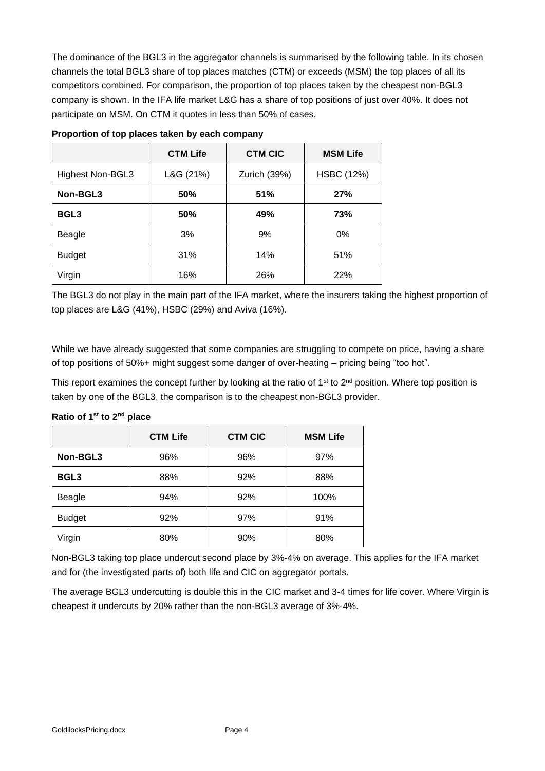The dominance of the BGL3 in the aggregator channels is summarised by the following table. In its chosen channels the total BGL3 share of top places matches (CTM) or exceeds (MSM) the top places of all its competitors combined. For comparison, the proportion of top places taken by the cheapest non-BGL3 company is shown. In the IFA life market L&G has a share of top positions of just over 40%. It does not participate on MSM. On CTM it quotes in less than 50% of cases.

**Proportion of top places taken by each company**

| | CTM Life | CTM CIC | MSM Life |
|---|---|---|---|
| Highest Non-BGL3 | L&G (21%) | Zurich (39%) | HSBC (12%) |
| **Non-BGL3** | **50%** | **51%** | **27%** |
| **BGL3** | **50%** | **49%** | **73%** |
| Beagle | 3% | 9% | 0% |
| Budget | 31% | 14% | 51% |
| Virgin | 16% | 26% | 22% |

The BGL3 do not play in the main part of the IFA market, where the insurers taking the highest proportion of top places are L&G (41%), HSBC (29%) and Aviva (16%).

While we have already suggested that some companies are struggling to compete on price, having a share of top positions of 50%+ might suggest some danger of over-heating – pricing being "too hot".

This report examines the concept further by looking at the ratio of 1st to 2nd position. Where top position is taken by one of the BGL3, the comparison is to the cheapest non-BGL3 provider.

**Ratio of 1st to 2nd place**

| | CTM Life | CTM CIC | MSM Life |
|---|---|---|---|
| **Non-BGL3** | 96% | 96% | 97% |
| **BGL3** | 88% | 92% | 88% |
| Beagle | 94% | 92% | 100% |
| Budget | 92% | 97% | 91% |
| Virgin | 80% | 90% | 80% |

Non-BGL3 taking top place undercut second place by 3%-4% on average. This applies for the IFA market and for (the investigated parts of) both life and CIC on aggregator portals.

The average BGL3 undercutting is double this in the CIC market and 3-4 times for life cover. Where Virgin is cheapest it undercuts by 20% rather than the non-BGL3 average of 3%-4%.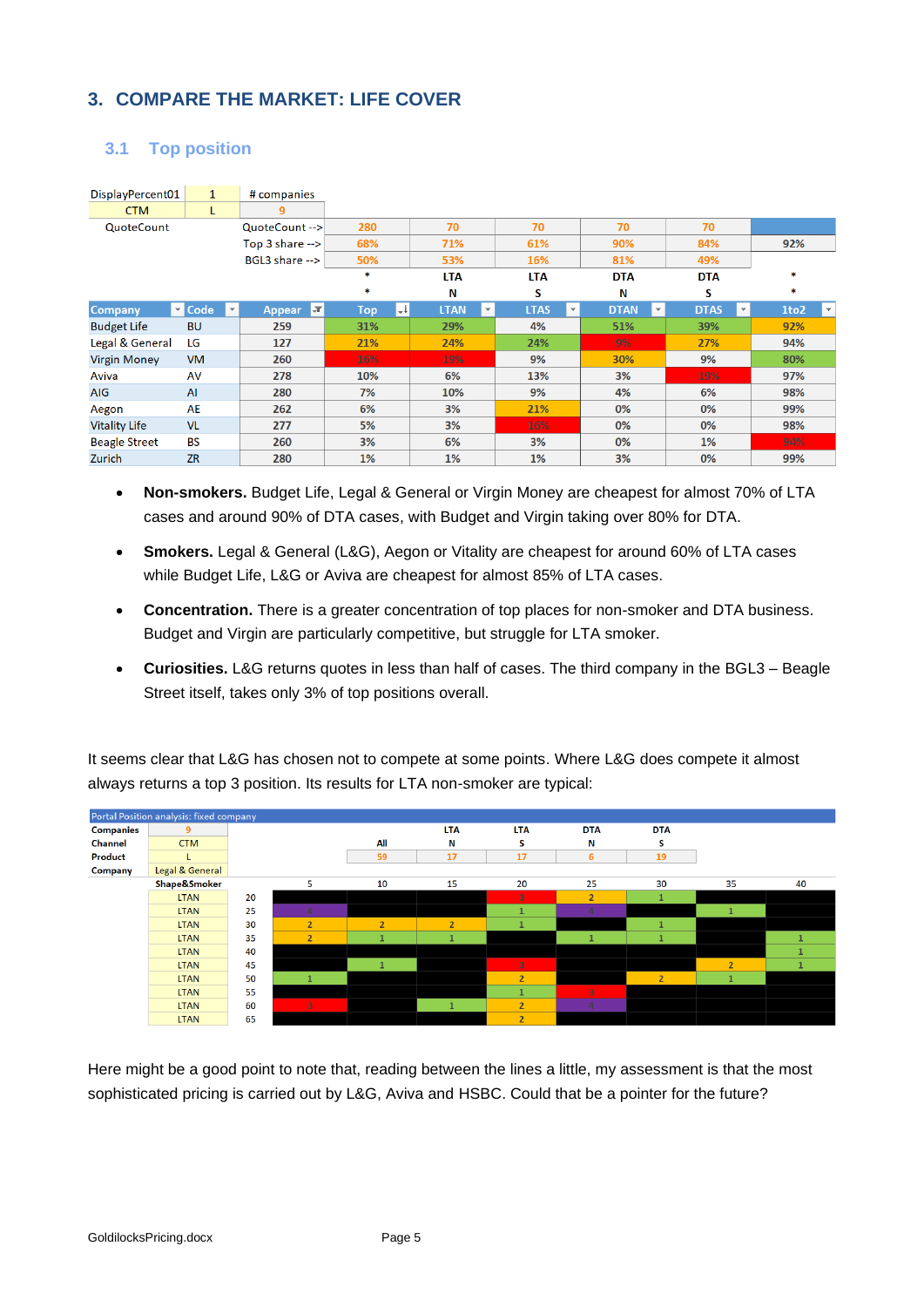## 3. COMPARE THE MARKET: LIFE COVER

### 3.1 Top position

| DisplayPercent01 | 1 | # companies |
|---|---|---|
| CTM | L | 9 |

| QuoteCount | | QuoteCount --> | 280 | 70 | 70 | 70 | 70 | |
|---|---|---|---|---|---|---|---|---|
| | | Top 3 share --> | 68% | 71% | 61% | 90% | 84% | 92% |
| | | BGL3 share --> | 50% | 53% | 16% | 81% | 49% | |
| | | | * | LTA | LTA | DTA | DTA | * |
| | | | * | N | S | N | S | * |
| **Company** | **Code** | **Appear** | **Top** | **LTAN** | **LTAS** | **DTAN** | **DTAS** | **1to2** |
| Budget Life | BU | 259 | 31% | 29% | 4% | 51% | 39% | 92% |
| Legal & General | LG | 127 | 21% | 24% | 24% | 9% | 27% | 94% |
| Virgin Money | VM | 260 | 16% | 19% | 9% | 30% | 9% | 80% |
| Aviva | AV | 278 | 10% | 6% | 13% | 3% | 19% | 97% |
| AIG | AI | 280 | 7% | 10% | 9% | 4% | 6% | 98% |
| Aegon | AE | 262 | 6% | 3% | 21% | 0% | 0% | 99% |
| Vitality Life | VL | 277 | 5% | 3% | 16% | 0% | 0% | 98% |
| Beagle Street | BS | 260 | 3% | 6% | 3% | 0% | 1% | 94% |
| Zurich | ZR | 280 | 1% | 1% | 1% | 3% | 0% | 99% |

- **Non-smokers.** Budget Life, Legal & General or Virgin Money are cheapest for almost 70% of LTA cases and around 90% of DTA cases, with Budget and Virgin taking over 80% for DTA.
- **Smokers.** Legal & General (L&G), Aegon or Vitality are cheapest for around 60% of LTA cases while Budget Life, L&G or Aviva are cheapest for almost 85% of LTA cases.
- **Concentration.** There is a greater concentration of top places for non-smoker and DTA business. Budget and Virgin are particularly competitive, but struggle for LTA smoker.
- **Curiosities.** L&G returns quotes in less than half of cases. The third company in the BGL3 – Beagle Street itself, takes only 3% of top positions overall.

It seems clear that L&G has chosen not to compete at some points. Where L&G does compete it almost always returns a top 3 position. Its results for LTA non-smoker are typical:

Portal Position analysis: fixed company

| Companies | 9 | | | | LTA | LTA | DTA | DTA | | |
|---|---|---|---|---|---|---|---|---|---|---|
| Channel | CTM | | | All | N | S | N | S | | |
| Product | L | | | 59 | 17 | 17 | 6 | 19 | | |
| Company | Legal & General | | | | | | | | | |
| | Shape&Smoker | | 5 | 10 | 15 | 20 | 25 | 30 | 35 | 40 |
| | LTAN | 20 | | | | 3 | 2 | 1 | | |
| | LTAN | 25 | 4 | | | 1 | 4 | | 1 | |
| | LTAN | 30 | 2 | 2 | 2 | 1 | | 1 | | |
| | LTAN | 35 | 2 | 1 | 1 | | 1 | 1 | | 1 |
| | LTAN | 40 | | | | | | | | 1 |
| | LTAN | 45 | | 1 | | 3 | | | 2 | 1 |
| | LTAN | 50 | 1 | | | 2 | | 2 | 1 | |
| | LTAN | 55 | | | | 1 | 3 | | | |
| | LTAN | 60 | 3 | | 1 | 2 | 4 | | | |
| | LTAN | 65 | | | | 2 | | | | |

Here might be a good point to note that, reading between the lines a little, my assessment is that the most sophisticated pricing is carried out by L&G, Aviva and HSBC. Could that be a pointer for the future?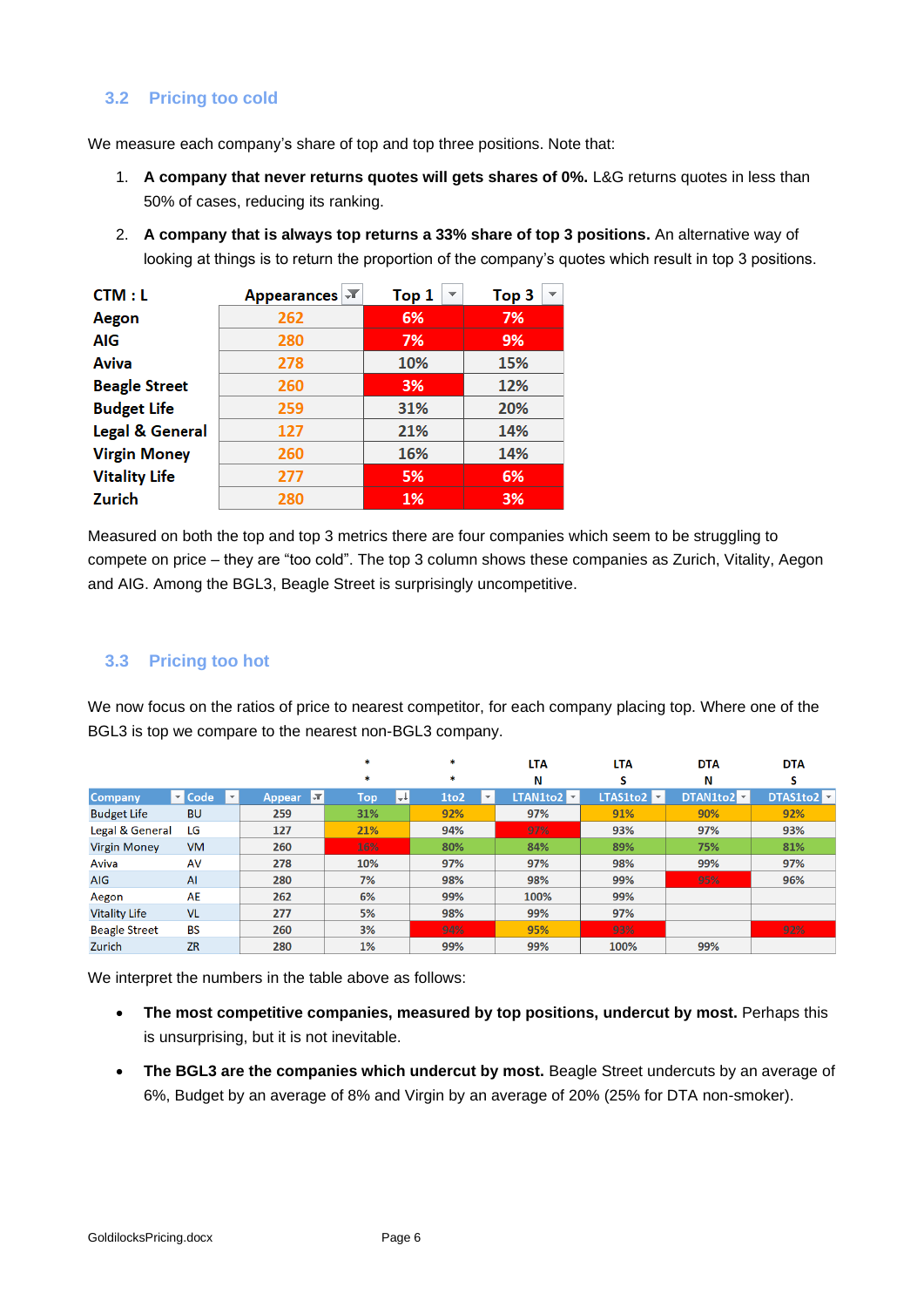### 3.2 Pricing too cold

We measure each company's share of top and top three positions. Note that:

1. **A company that never returns quotes will gets shares of 0%.** L&G returns quotes in less than 50% of cases, reducing its ranking.
2. **A company that is always top returns a 33% share of top 3 positions.** An alternative way of looking at things is to return the proportion of the company's quotes which result in top 3 positions.

| CTM : L | Appearances | Top 1 | Top 3 |
|---|---|---|---|
| Aegon | 262 | 6% | 7% |
| AIG | 280 | 7% | 9% |
| Aviva | 278 | 10% | 15% |
| Beagle Street | 260 | 3% | 12% |
| Budget Life | 259 | 31% | 20% |
| Legal & General | 127 | 21% | 14% |
| Virgin Money | 260 | 16% | 14% |
| Vitality Life | 277 | 5% | 6% |
| Zurich | 280 | 1% | 3% |

Measured on both the top and top 3 metrics there are four companies which seem to be struggling to compete on price – they are "too cold". The top 3 column shows these companies as Zurich, Vitality, Aegon and AIG. Among the BGL3, Beagle Street is surprisingly uncompetitive.

### 3.3 Pricing too hot

We now focus on the ratios of price to nearest competitor, for each company placing top. Where one of the BGL3 is top we compare to the nearest non-BGL3 company.

| | | | * | * | LTA | LTA | DTA | DTA |
|---|---|---|---|---|---|---|---|---|
| | | | * | * | N | S | N | S |
| Company | Code | Appear | Top | 1to2 | LTAN1to2 | LTAS1to2 | DTAN1to2 | DTAS1to2 |
| Budget Life | BU | 259 | 31% | 92% | 97% | 91% | 90% | 92% |
| Legal & General | LG | 127 | 21% | 94% | 97% | 93% | 97% | 93% |
| Virgin Money | VM | 260 | 16% | 80% | 84% | 89% | 75% | 81% |
| Aviva | AV | 278 | 10% | 97% | 97% | 98% | 99% | 97% |
| AIG | AI | 280 | 7% | 98% | 98% | 99% | 95% | 96% |
| Aegon | AE | 262 | 6% | 99% | 100% | 99% | | |
| Vitality Life | VL | 277 | 5% | 98% | 99% | 97% | | |
| Beagle Street | BS | 260 | 3% | 94% | 95% | 93% | | 92% |
| Zurich | ZR | 280 | 1% | 99% | 99% | 100% | 99% | |

We interpret the numbers in the table above as follows:

- **The most competitive companies, measured by top positions, undercut by most.** Perhaps this is unsurprising, but it is not inevitable.
- **The BGL3 are the companies which undercut by most.** Beagle Street undercuts by an average of 6%, Budget by an average of 8% and Virgin by an average of 20% (25% for DTA non-smoker).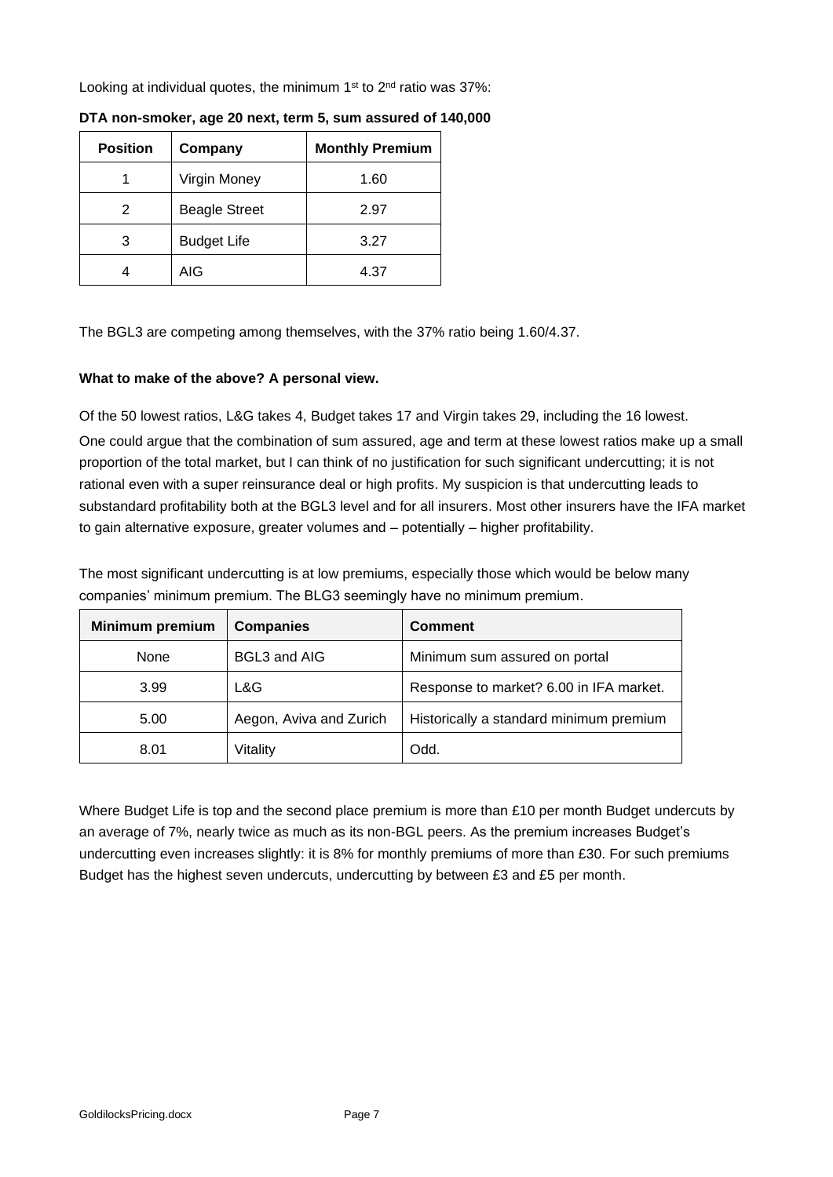Looking at individual quotes, the minimum 1st to 2nd ratio was 37%:

**DTA non-smoker, age 20 next, term 5, sum assured of 140,000**

| Position | Company | Monthly Premium |
|---|---|---|
| 1 | Virgin Money | 1.60 |
| 2 | Beagle Street | 2.97 |
| 3 | Budget Life | 3.27 |
| 4 | AIG | 4.37 |

The BGL3 are competing among themselves, with the 37% ratio being 1.60/4.37.

**What to make of the above? A personal view.**

Of the 50 lowest ratios, L&G takes 4, Budget takes 17 and Virgin takes 29, including the 16 lowest.

One could argue that the combination of sum assured, age and term at these lowest ratios make up a small proportion of the total market, but I can think of no justification for such significant undercutting; it is not rational even with a super reinsurance deal or high profits. My suspicion is that undercutting leads to substandard profitability both at the BGL3 level and for all insurers. Most other insurers have the IFA market to gain alternative exposure, greater volumes and – potentially – higher profitability.

The most significant undercutting is at low premiums, especially those which would be below many companies' minimum premium. The BLG3 seemingly have no minimum premium.

| Minimum premium | Companies | Comment |
|---|---|---|
| None | BGL3 and AIG | Minimum sum assured on portal |
| 3.99 | L&G | Response to market? 6.00 in IFA market. |
| 5.00 | Aegon, Aviva and Zurich | Historically a standard minimum premium |
| 8.01 | Vitality | Odd. |

Where Budget Life is top and the second place premium is more than £10 per month Budget undercuts by an average of 7%, nearly twice as much as its non-BGL peers. As the premium increases Budget's undercutting even increases slightly: it is 8% for monthly premiums of more than £30. For such premiums Budget has the highest seven undercuts, undercutting by between £3 and £5 per month.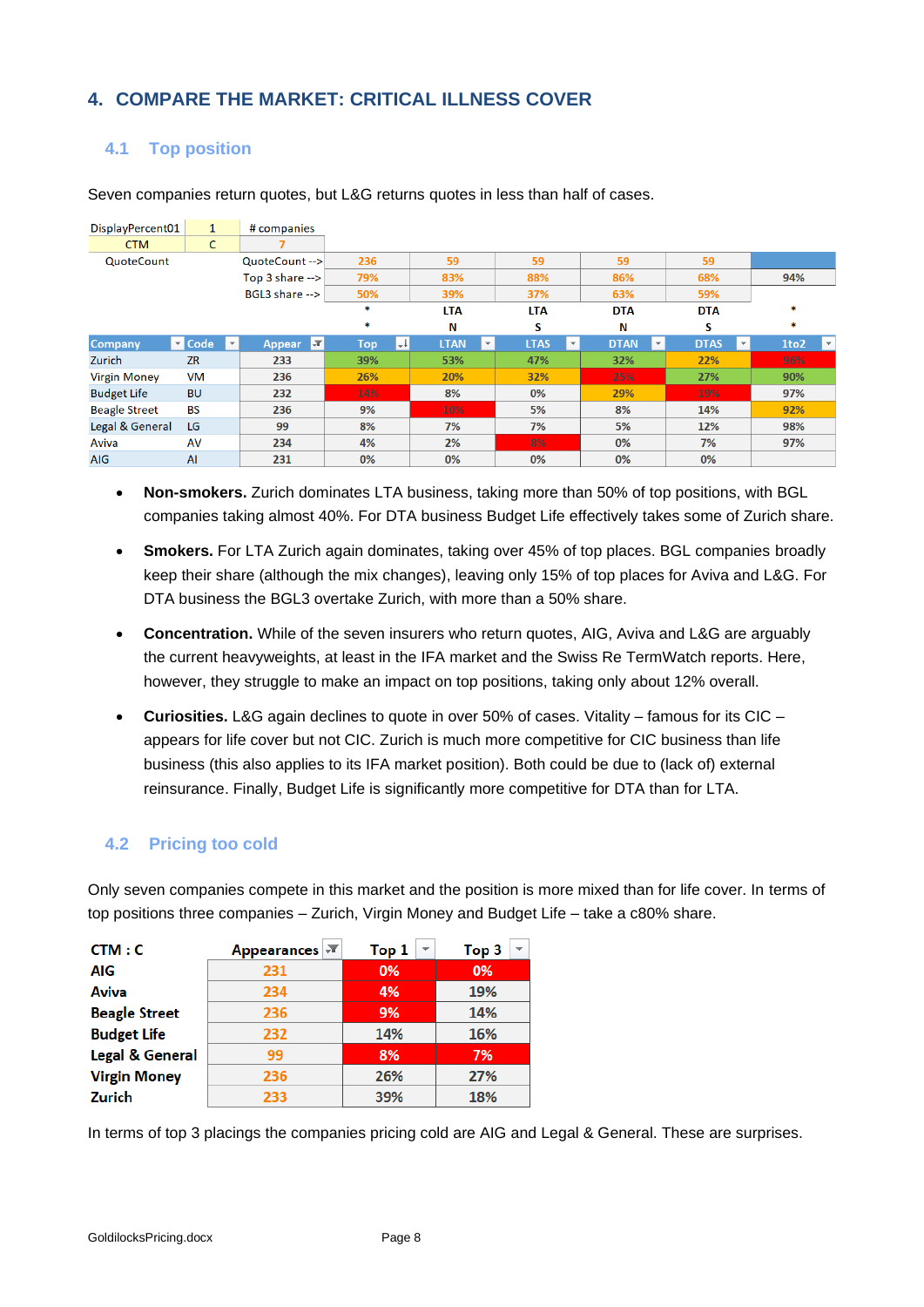## 4. COMPARE THE MARKET: CRITICAL ILLNESS COVER

### 4.1 Top position

Seven companies return quotes, but L&G returns quotes in less than half of cases.

| DisplayPercent01 | 1 | # companies | | | | | | |
|---|---|---|---|---|---|---|---|---|
| CTM | C | 7 | | | | | | |
| QuoteCount | | QuoteCount --> | 236 | 59 | 59 | 59 | 59 | |
| | | Top 3 share --> | 79% | 83% | 88% | 86% | 68% | 94% |
| | | BGL3 share --> | 50% | 39% | 37% | 63% | 59% | |
| | | | * | LTA | LTA | DTA | DTA | * |
| | | | * | N | S | N | S | * |
| **Company** | **Code** | **Appear** | **Top** | **LTAN** | **LTAS** | **DTAN** | **DTAS** | **1to2** |
| Zurich | ZR | 233 | 39% | 53% | 47% | 32% | 22% | 96% |
| Virgin Money | VM | 236 | 26% | 20% | 32% | 25% | 27% | 90% |
| Budget Life | BU | 232 | 14% | 8% | 0% | 29% | 19% | 97% |
| Beagle Street | BS | 236 | 9% | 10% | 5% | 8% | 14% | 92% |
| Legal & General | LG | 99 | 8% | 7% | 7% | 5% | 12% | 98% |
| Aviva | AV | 234 | 4% | 2% | 8% | 0% | 7% | 97% |
| AIG | AI | 231 | 0% | 0% | 0% | 0% | 0% | |

- **Non-smokers.** Zurich dominates LTA business, taking more than 50% of top positions, with BGL companies taking almost 40%. For DTA business Budget Life effectively takes some of Zurich share.
- **Smokers.** For LTA Zurich again dominates, taking over 45% of top places. BGL companies broadly keep their share (although the mix changes), leaving only 15% of top places for Aviva and L&G. For DTA business the BGL3 overtake Zurich, with more than a 50% share.
- **Concentration.** While of the seven insurers who return quotes, AIG, Aviva and L&G are arguably the current heavyweights, at least in the IFA market and the Swiss Re TermWatch reports. Here, however, they struggle to make an impact on top positions, taking only about 12% overall.
- **Curiosities.** L&G again declines to quote in over 50% of cases. Vitality – famous for its CIC – appears for life cover but not CIC. Zurich is much more competitive for CIC business than life business (this also applies to its IFA market position). Both could be due to (lack of) external reinsurance. Finally, Budget Life is significantly more competitive for DTA than for LTA.

### 4.2 Pricing too cold

Only seven companies compete in this market and the position is more mixed than for life cover. In terms of top positions three companies – Zurich, Virgin Money and Budget Life – take a c80% share.

| CTM : C | Appearances | Top 1 | Top 3 |
|---|---|---|---|
| AIG | 231 | 0% | 0% |
| Aviva | 234 | 4% | 19% |
| Beagle Street | 236 | 9% | 14% |
| Budget Life | 232 | 14% | 16% |
| Legal & General | 99 | 8% | 7% |
| Virgin Money | 236 | 26% | 27% |
| Zurich | 233 | 39% | 18% |

In terms of top 3 placings the companies pricing cold are AIG and Legal & General. These are surprises.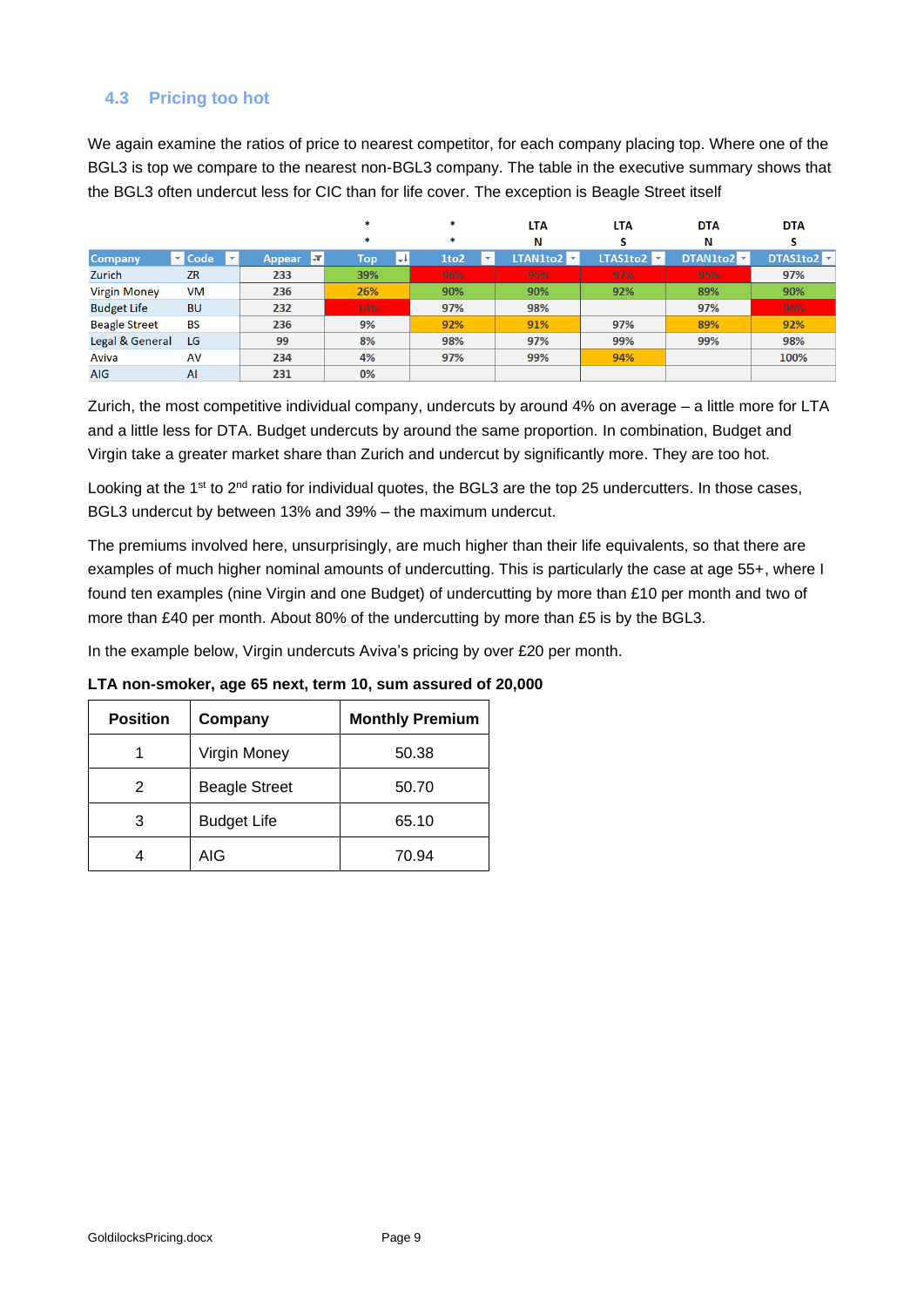### 4.3 Pricing too hot

We again examine the ratios of price to nearest competitor, for each company placing top. Where one of the BGL3 is top we compare to the nearest non-BGL3 company. The table in the executive summary shows that the BGL3 often undercut less for CIC than for life cover. The exception is Beagle Street itself

| | | | * | * | LTA | LTA | DTA | DTA |
|---|---|---|---|---|---|---|---|---|
| | | | * | * | N | S | N | S |
| **Company** | **Code** | **Appear** | **Top** | **1to2** | **LTAN1to2** | **LTAS1to2** | **DTAN1to2** | **DTAS1to2** |
| Zurich | ZR | 233 | 39% | 96% | 95% | 97% | 95% | 97% |
| Virgin Money | VM | 236 | 26% | 90% | 90% | 92% | 89% | 90% |
| Budget Life | BU | 232 | 14% | 97% | 98% | | 97% | 96% |
| Beagle Street | BS | 236 | 9% | 92% | 91% | 97% | 89% | 92% |
| Legal & General | LG | 99 | 8% | 98% | 97% | 99% | 99% | 98% |
| Aviva | AV | 234 | 4% | 97% | 99% | 94% | | 100% |
| AIG | AI | 231 | 0% | | | | | |

Zurich, the most competitive individual company, undercuts by around 4% on average – a little more for LTA and a little less for DTA. Budget undercuts by around the same proportion. In combination, Budget and Virgin take a greater market share than Zurich and undercut by significantly more. They are too hot.

Looking at the 1st to 2nd ratio for individual quotes, the BGL3 are the top 25 undercutters. In those cases, BGL3 undercut by between 13% and 39% – the maximum undercut.

The premiums involved here, unsurprisingly, are much higher than their life equivalents, so that there are examples of much higher nominal amounts of undercutting. This is particularly the case at age 55+, where I found ten examples (nine Virgin and one Budget) of undercutting by more than £10 per month and two of more than £40 per month. About 80% of the undercutting by more than £5 is by the BGL3.

In the example below, Virgin undercuts Aviva's pricing by over £20 per month.

**LTA non-smoker, age 65 next, term 10, sum assured of 20,000**

| Position | Company | Monthly Premium |
|---|---|---|
| 1 | Virgin Money | 50.38 |
| 2 | Beagle Street | 50.70 |
| 3 | Budget Life | 65.10 |
| 4 | AIG | 70.94 |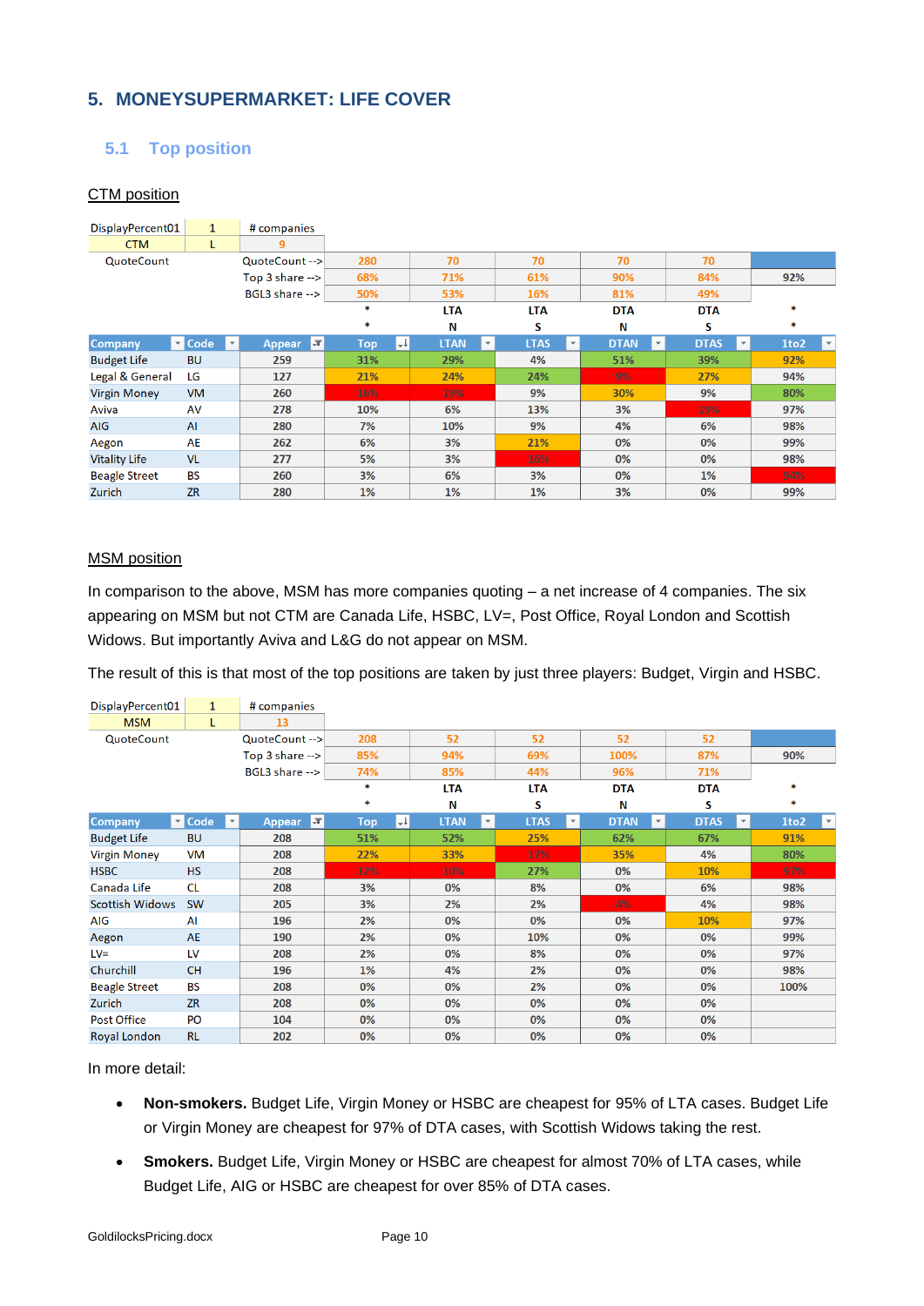## 5. MONEYSUPERMARKET: LIFE COVER

### 5.1 Top position

<u>CTM position</u>

| DisplayPercent01 | 1 | # companies | | | | | | |
|---|---|---|---|---|---|---|---|---|
| CTM | L | 9 | | | | | | |
| QuoteCount | | QuoteCount --> | 280 | 70 | 70 | 70 | 70 | |
| | | Top 3 share --> | 68% | 71% | 61% | 90% | 84% | 92% |
| | | BGL3 share --> | 50% | 53% | 16% | 81% | 49% | |
| | | | * | LTA | LTA | DTA | DTA | * |
| | | | * | N | S | N | S | * |
| **Company** | **Code** | **Appear** | **Top** | **LTAN** | **LTAS** | **DTAN** | **DTAS** | **1to2** |
| Budget Life | BU | 259 | 31% | 29% | 4% | 51% | 39% | 92% |
| Legal & General | LG | 127 | 21% | 24% | 24% | 9% | 27% | 94% |
| Virgin Money | VM | 260 | 16% | 19% | 9% | 30% | 9% | 80% |
| Aviva | AV | 278 | 10% | 6% | 13% | 3% | 19% | 97% |
| AIG | AI | 280 | 7% | 10% | 9% | 4% | 6% | 98% |
| Aegon | AE | 262 | 6% | 3% | 21% | 0% | 0% | 99% |
| Vitality Life | VL | 277 | 5% | 3% | 16% | 0% | 0% | 98% |
| Beagle Street | BS | 260 | 3% | 6% | 3% | 0% | 1% | 94% |
| Zurich | ZR | 280 | 1% | 1% | 1% | 3% | 0% | 99% |

<u>MSM position</u>

In comparison to the above, MSM has more companies quoting – a net increase of 4 companies. The six appearing on MSM but not CTM are Canada Life, HSBC, LV=, Post Office, Royal London and Scottish Widows. But importantly Aviva and L&G do not appear on MSM.

The result of this is that most of the top positions are taken by just three players: Budget, Virgin and HSBC.

| DisplayPercent01 | 1 | # companies | | | | | | |
|---|---|---|---|---|---|---|---|---|
| MSM | L | 13 | | | | | | |
| QuoteCount | | QuoteCount --> | 208 | 52 | 52 | 52 | 52 | |
| | | Top 3 share --> | 85% | 94% | 69% | 100% | 87% | 90% |
| | | BGL3 share --> | 74% | 85% | 44% | 96% | 71% | |
| | | | * | LTA | LTA | DTA | DTA | * |
| | | | * | N | S | N | S | * |
| **Company** | **Code** | **Appear** | **Top** | **LTAN** | **LTAS** | **DTAN** | **DTAS** | **1to2** |
| Budget Life | BU | 208 | 51% | 52% | 25% | 62% | 67% | 91% |
| Virgin Money | VM | 208 | 22% | 33% | 17% | 35% | 4% | 80% |
| HSBC | HS | 208 | 12% | 10% | 27% | 0% | 10% | 97% |
| Canada Life | CL | 208 | 3% | 0% | 8% | 0% | 6% | 98% |
| Scottish Widows | SW | 205 | 3% | 2% | 2% | 4% | 4% | 98% |
| AIG | AI | 196 | 2% | 0% | 0% | 0% | 10% | 97% |
| Aegon | AE | 190 | 2% | 0% | 10% | 0% | 0% | 99% |
| LV= | LV | 208 | 2% | 0% | 8% | 0% | 0% | 97% |
| Churchill | CH | 196 | 1% | 4% | 2% | 0% | 0% | 98% |
| Beagle Street | BS | 208 | 0% | 0% | 2% | 0% | 0% | 100% |
| Zurich | ZR | 208 | 0% | 0% | 0% | 0% | 0% | |
| Post Office | PO | 104 | 0% | 0% | 0% | 0% | 0% | |
| Royal London | RL | 202 | 0% | 0% | 0% | 0% | 0% | |

In more detail:

- **Non-smokers.** Budget Life, Virgin Money or HSBC are cheapest for 95% of LTA cases. Budget Life or Virgin Money are cheapest for 97% of DTA cases, with Scottish Widows taking the rest.
- **Smokers.** Budget Life, Virgin Money or HSBC are cheapest for almost 70% of LTA cases, while Budget Life, AIG or HSBC are cheapest for over 85% of DTA cases.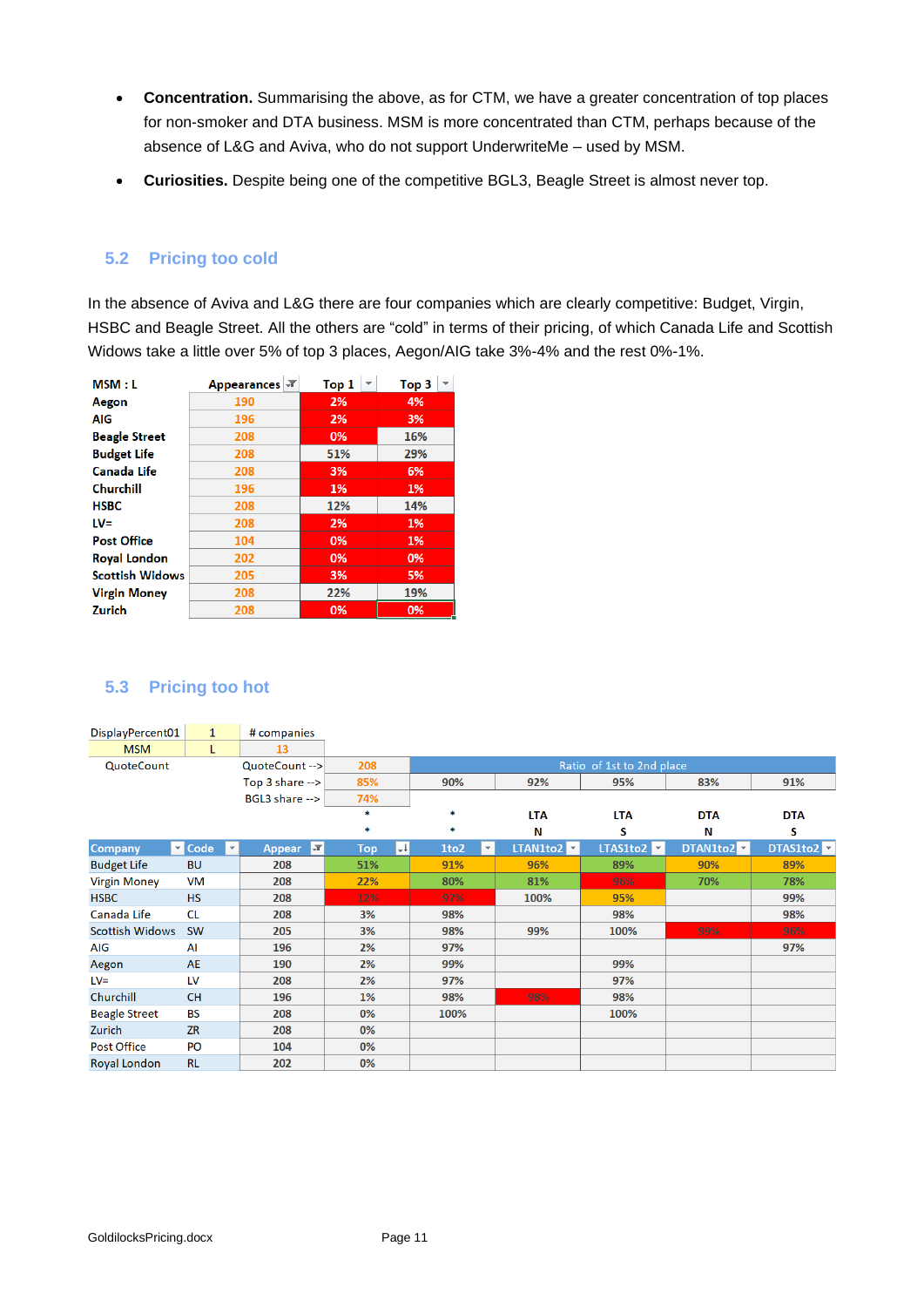- **Concentration.** Summarising the above, as for CTM, we have a greater concentration of top places for non-smoker and DTA business. MSM is more concentrated than CTM, perhaps because of the absence of L&G and Aviva, who do not support UnderwriteMe – used by MSM.
- **Curiosities.** Despite being one of the competitive BGL3, Beagle Street is almost never top.

## 5.2 Pricing too cold

In the absence of Aviva and L&G there are four companies which are clearly competitive: Budget, Virgin, HSBC and Beagle Street. All the others are "cold" in terms of their pricing, of which Canada Life and Scottish Widows take a little over 5% of top 3 places, Aegon/AIG take 3%-4% and the rest 0%-1%.

| MSM : L | Appearances | Top 1 | Top 3 |
|---|---|---|---|
| Aegon | 190 | 2% | 4% |
| AIG | 196 | 2% | 3% |
| Beagle Street | 208 | 0% | 16% |
| Budget Life | 208 | 51% | 29% |
| Canada Life | 208 | 3% | 6% |
| Churchill | 196 | 1% | 1% |
| HSBC | 208 | 12% | 14% |
| LV= | 208 | 2% | 1% |
| Post Office | 104 | 0% | 1% |
| Royal London | 202 | 0% | 0% |
| Scottish Widows | 205 | 3% | 5% |
| Virgin Money | 208 | 22% | 19% |
| Zurich | 208 | 0% | 0% |

## 5.3 Pricing too hot

| DisplayPercent01 | 1 | # companies | | | | | | |
|---|---|---|---|---|---|---|---|---|
| MSM | L | 13 | | | | | | |
| QuoteCount | | QuoteCount --> | 208 | Ratio of 1st to 2nd place | | | | |
| | | Top 3 share --> | 85% | 90% | 92% | 95% | 83% | 91% |
| | | BGL3 share --> | 74% | | | | | |
| | | | * | * | LTA | LTA | DTA | DTA |
| | | | * | * | N | S | N | S |
| **Company** | **Code** | **Appear** | **Top** | **1to2** | **LTAN1to2** | **LTAS1to2** | **DTAN1to2** | **DTAS1to2** |
| Budget Life | BU | 208 | 51% | 91% | 96% | 89% | 90% | 89% |
| Virgin Money | VM | 208 | 22% | 80% | 81% | 96% | 70% | 78% |
| HSBC | HS | 208 | 12% | 97% | 100% | 95% | | 99% |
| Canada Life | CL | 208 | 3% | 98% | | 98% | | 98% |
| Scottish Widows | SW | 205 | 3% | 98% | 99% | 100% | 99% | 96% |
| AIG | AI | 196 | 2% | 97% | | | | 97% |
| Aegon | AE | 190 | 2% | 99% | | 99% | | |
| LV= | LV | 208 | 2% | 97% | | 97% | | |
| Churchill | CH | 196 | 1% | 98% | 98% | 98% | | |
| Beagle Street | BS | 208 | 0% | 100% | | 100% | | |
| Zurich | ZR | 208 | 0% | | | | | |
| Post Office | PO | 104 | 0% | | | | | |
| Royal London | RL | 202 | 0% | | | | | |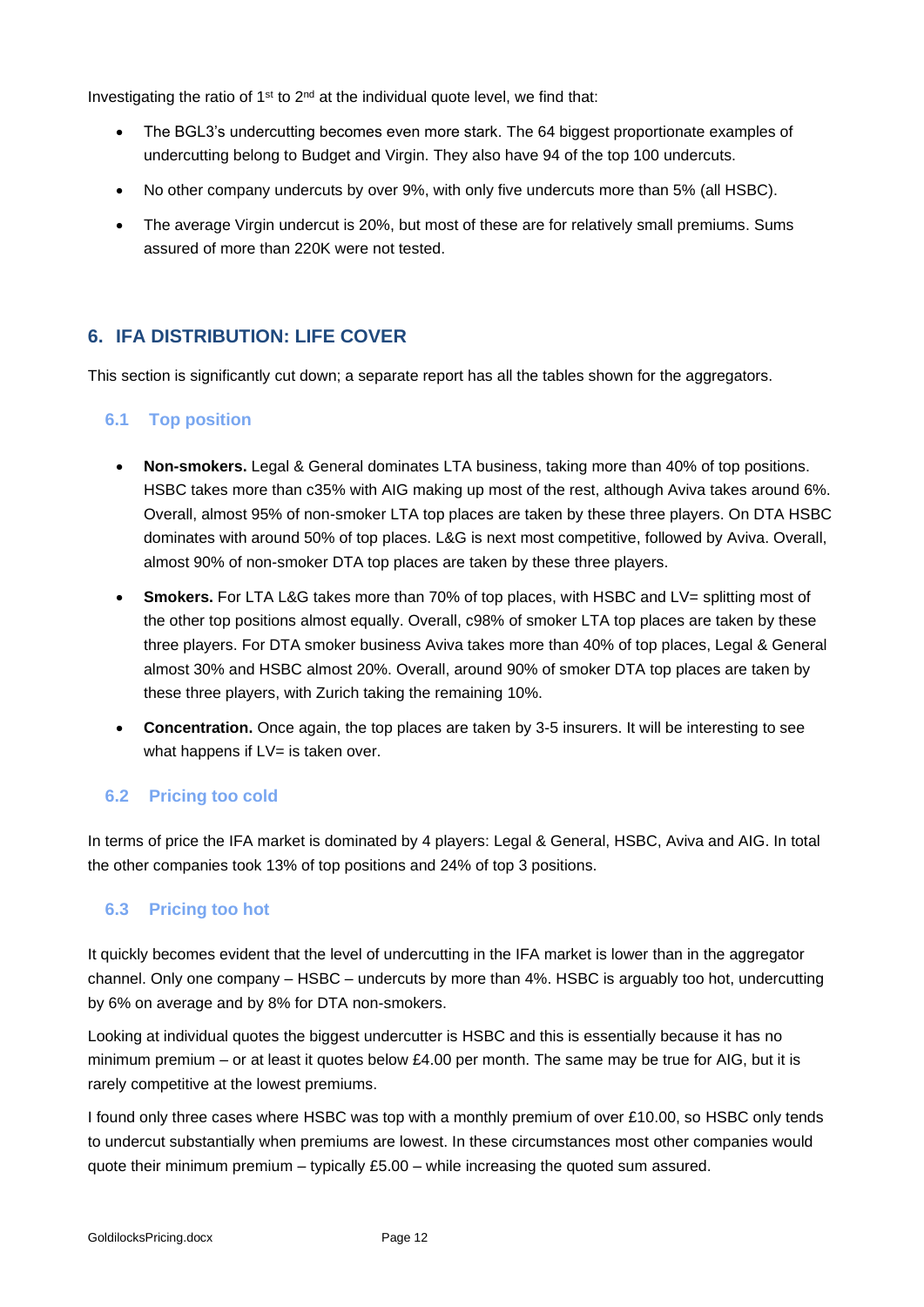Investigating the ratio of 1st to 2nd at the individual quote level, we find that:

- The BGL3's undercutting becomes even more stark. The 64 biggest proportionate examples of undercutting belong to Budget and Virgin. They also have 94 of the top 100 undercuts.
- No other company undercuts by over 9%, with only five undercuts more than 5% (all HSBC).
- The average Virgin undercut is 20%, but most of these are for relatively small premiums. Sums assured of more than 220K were not tested.

## 6. IFA DISTRIBUTION: LIFE COVER

This section is significantly cut down; a separate report has all the tables shown for the aggregators.

### 6.1 Top position

- **Non-smokers.** Legal & General dominates LTA business, taking more than 40% of top positions. HSBC takes more than c35% with AIG making up most of the rest, although Aviva takes around 6%. Overall, almost 95% of non-smoker LTA top places are taken by these three players. On DTA HSBC dominates with around 50% of top places. L&G is next most competitive, followed by Aviva. Overall, almost 90% of non-smoker DTA top places are taken by these three players.
- **Smokers.** For LTA L&G takes more than 70% of top places, with HSBC and LV= splitting most of the other top positions almost equally. Overall, c98% of smoker LTA top places are taken by these three players. For DTA smoker business Aviva takes more than 40% of top places, Legal & General almost 30% and HSBC almost 20%. Overall, around 90% of smoker DTA top places are taken by these three players, with Zurich taking the remaining 10%.
- **Concentration.** Once again, the top places are taken by 3-5 insurers. It will be interesting to see what happens if LV= is taken over.

### 6.2 Pricing too cold

In terms of price the IFA market is dominated by 4 players: Legal & General, HSBC, Aviva and AIG. In total the other companies took 13% of top positions and 24% of top 3 positions.

### 6.3 Pricing too hot

It quickly becomes evident that the level of undercutting in the IFA market is lower than in the aggregator channel. Only one company – HSBC – undercuts by more than 4%. HSBC is arguably too hot, undercutting by 6% on average and by 8% for DTA non-smokers.

Looking at individual quotes the biggest undercutter is HSBC and this is essentially because it has no minimum premium – or at least it quotes below £4.00 per month. The same may be true for AIG, but it is rarely competitive at the lowest premiums.

I found only three cases where HSBC was top with a monthly premium of over £10.00, so HSBC only tends to undercut substantially when premiums are lowest. In these circumstances most other companies would quote their minimum premium – typically £5.00 – while increasing the quoted sum assured.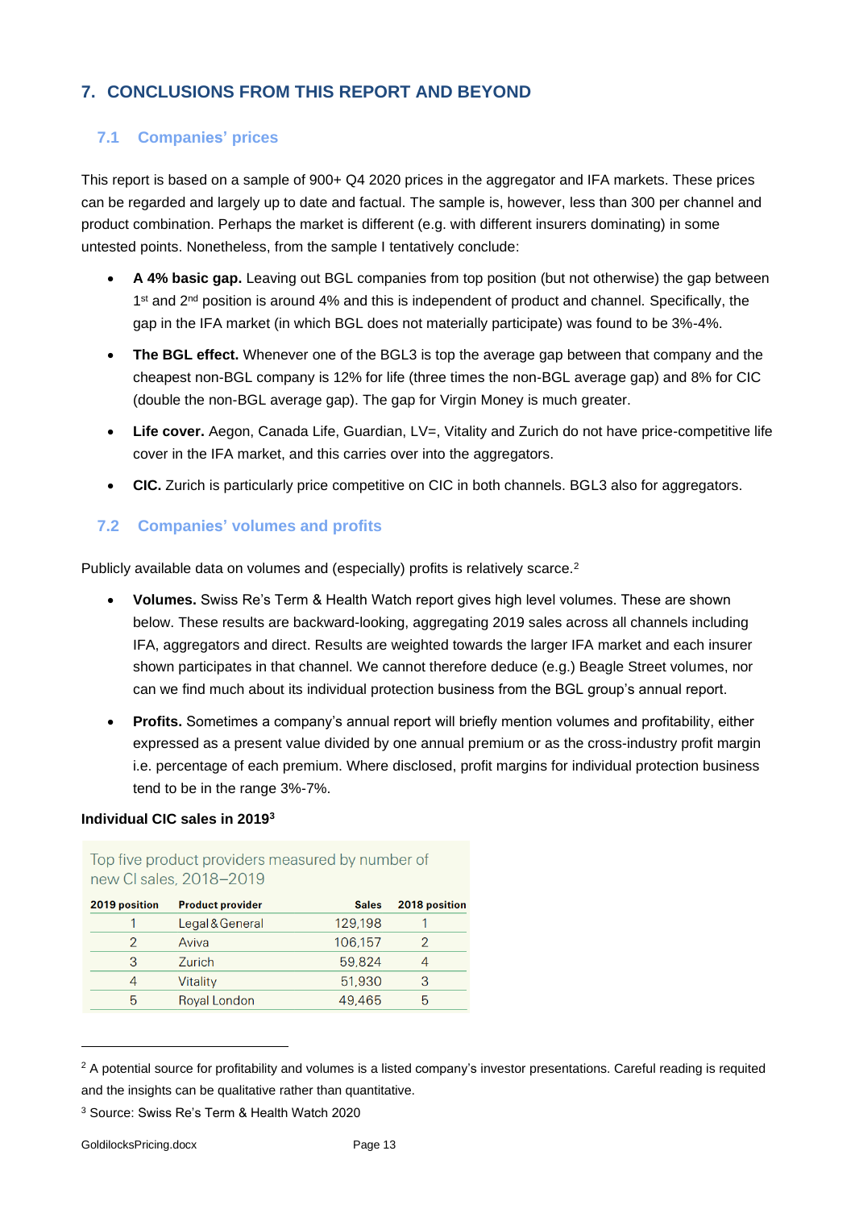## 7. CONCLUSIONS FROM THIS REPORT AND BEYOND

### 7.1 Companies' prices

This report is based on a sample of 900+ Q4 2020 prices in the aggregator and IFA markets. These prices can be regarded and largely up to date and factual. The sample is, however, less than 300 per channel and product combination. Perhaps the market is different (e.g. with different insurers dominating) in some untested points. Nonetheless, from the sample I tentatively conclude:

- **A 4% basic gap.** Leaving out BGL companies from top position (but not otherwise) the gap between 1st and 2nd position is around 4% and this is independent of product and channel. Specifically, the gap in the IFA market (in which BGL does not materially participate) was found to be 3%-4%.
- **The BGL effect.** Whenever one of the BGL3 is top the average gap between that company and the cheapest non-BGL company is 12% for life (three times the non-BGL average gap) and 8% for CIC (double the non-BGL average gap). The gap for Virgin Money is much greater.
- **Life cover.** Aegon, Canada Life, Guardian, LV=, Vitality and Zurich do not have price-competitive life cover in the IFA market, and this carries over into the aggregators.
- **CIC.** Zurich is particularly price competitive on CIC in both channels. BGL3 also for aggregators.

### 7.2 Companies' volumes and profits

Publicly available data on volumes and (especially) profits is relatively scarce.[2]

- **Volumes.** Swiss Re's Term & Health Watch report gives high level volumes. These are shown below. These results are backward-looking, aggregating 2019 sales across all channels including IFA, aggregators and direct. Results are weighted towards the larger IFA market and each insurer shown participates in that channel. We cannot therefore deduce (e.g.) Beagle Street volumes, nor can we find much about its individual protection business from the BGL group's annual report.
- **Profits.** Sometimes a company's annual report will briefly mention volumes and profitability, either expressed as a present value divided by one annual premium or as the cross-industry profit margin i.e. percentage of each premium. Where disclosed, profit margins for individual protection business tend to be in the range 3%-7%.

**Individual CIC sales in 2019**[3]

Top five product providers measured by number of new CI sales, 2018–2019

| 2019 position | Product provider | Sales | 2018 position |
|---|---|---|---|
| 1 | Legal & General | 129,198 | 1 |
| 2 | Aviva | 106,157 | 2 |
| 3 | Zurich | 59,824 | 4 |
| 4 | Vitality | 51,930 | 3 |
| 5 | Royal London | 49,465 | 5 |

[2] A potential source for profitability and volumes is a listed company's investor presentations. Careful reading is required and the insights can be qualitative rather than quantitative.

[3] Source: Swiss Re's Term & Health Watch 2020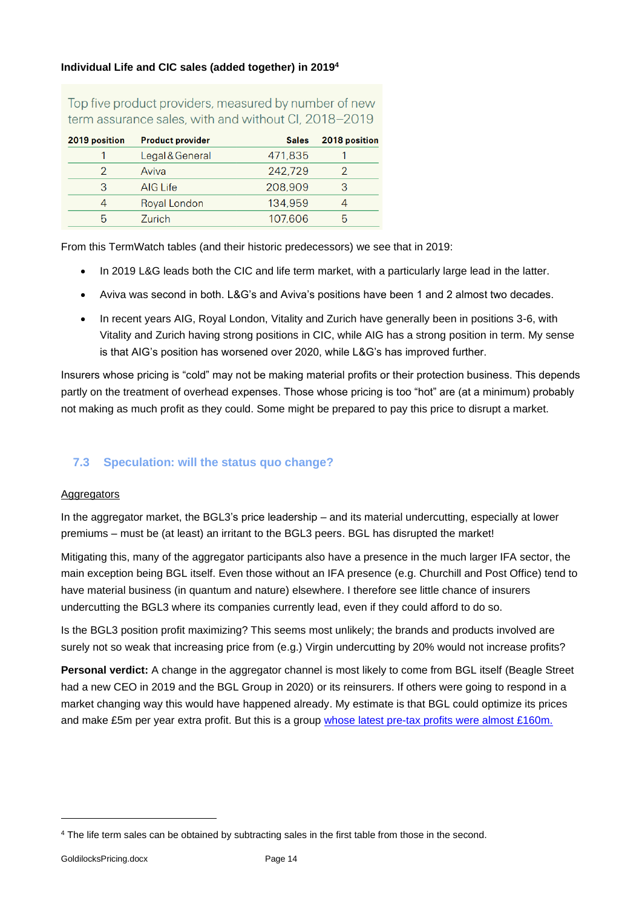**Individual Life and CIC sales (added together) in 2019**[4]

Top five product providers, measured by number of new term assurance sales, with and without CI, 2018–2019

| 2019 position | Product provider | Sales | 2018 position |
|---|---|---|---|
| 1 | Legal & General | 471,835 | 1 |
| 2 | Aviva | 242,729 | 2 |
| 3 | AIG Life | 208,909 | 3 |
| 4 | Royal London | 134,959 | 4 |
| 5 | Zurich | 107,606 | 5 |

From this TermWatch tables (and their historic predecessors) we see that in 2019:

- In 2019 L&G leads both the CIC and life term market, with a particularly large lead in the latter.
- Aviva was second in both. L&G's and Aviva's positions have been 1 and 2 almost two decades.
- In recent years AIG, Royal London, Vitality and Zurich have generally been in positions 3-6, with Vitality and Zurich having strong positions in CIC, while AIG has a strong position in term. My sense is that AIG's position has worsened over 2020, while L&G's has improved further.

Insurers whose pricing is "cold" may not be making material profits or their protection business. This depends partly on the treatment of overhead expenses. Those whose pricing is too "hot" are (at a minimum) probably not making as much profit as they could. Some might be prepared to pay this price to disrupt a market.

## 7.3 Speculation: will the status quo change?

Aggregators

In the aggregator market, the BGL3's price leadership – and its material undercutting, especially at lower premiums – must be (at least) an irritant to the BGL3 peers. BGL has disrupted the market!

Mitigating this, many of the aggregator participants also have a presence in the much larger IFA sector, the main exception being BGL itself. Even those without an IFA presence (e.g. Churchill and Post Office) tend to have material business (in quantum and nature) elsewhere. I therefore see little chance of insurers undercutting the BGL3 where its companies currently lead, even if they could afford to do so.

Is the BGL3 position profit maximizing? This seems most unlikely; the brands and products involved are surely not so weak that increasing price from (e.g.) Virgin undercutting by 20% would not increase profits?

**Personal verdict:** A change in the aggregator channel is most likely to come from BGL itself (Beagle Street had a new CEO in 2019 and the BGL Group in 2020) or its reinsurers. If others were going to respond in a market changing way this would have happened already. My estimate is that BGL could optimize its prices and make £5m per year extra profit. But this is a group whose latest pre-tax profits were almost £160m.

[4] The life term sales can be obtained by subtracting sales in the first table from those in the second.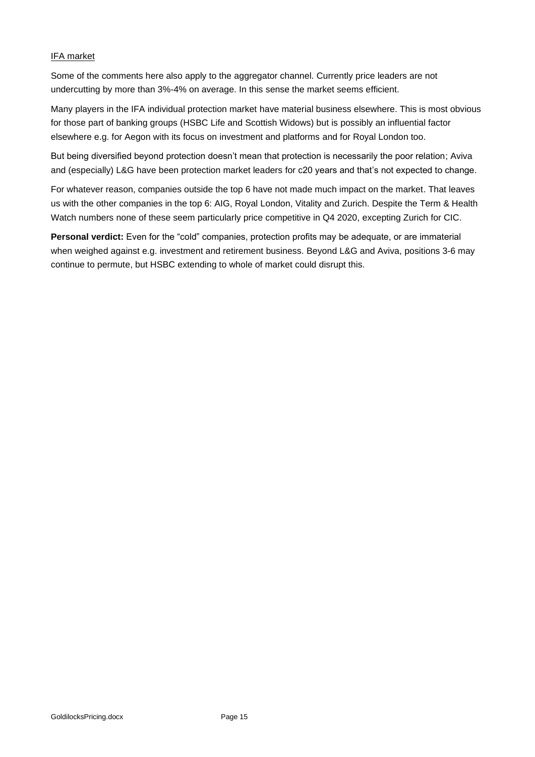<u>IFA market</u>

Some of the comments here also apply to the aggregator channel. Currently price leaders are not undercutting by more than 3%-4% on average. In this sense the market seems efficient.

Many players in the IFA individual protection market have material business elsewhere. This is most obvious for those part of banking groups (HSBC Life and Scottish Widows) but is possibly an influential factor elsewhere e.g. for Aegon with its focus on investment and platforms and for Royal London too.

But being diversified beyond protection doesn't mean that protection is necessarily the poor relation; Aviva and (especially) L&G have been protection market leaders for c20 years and that's not expected to change.

For whatever reason, companies outside the top 6 have not made much impact on the market. That leaves us with the other companies in the top 6: AIG, Royal London, Vitality and Zurich. Despite the Term & Health Watch numbers none of these seem particularly price competitive in Q4 2020, excepting Zurich for CIC.

**Personal verdict:** Even for the "cold" companies, protection profits may be adequate, or are immaterial when weighed against e.g. investment and retirement business. Beyond L&G and Aviva, positions 3-6 may continue to permute, but HSBC extending to whole of market could disrupt this.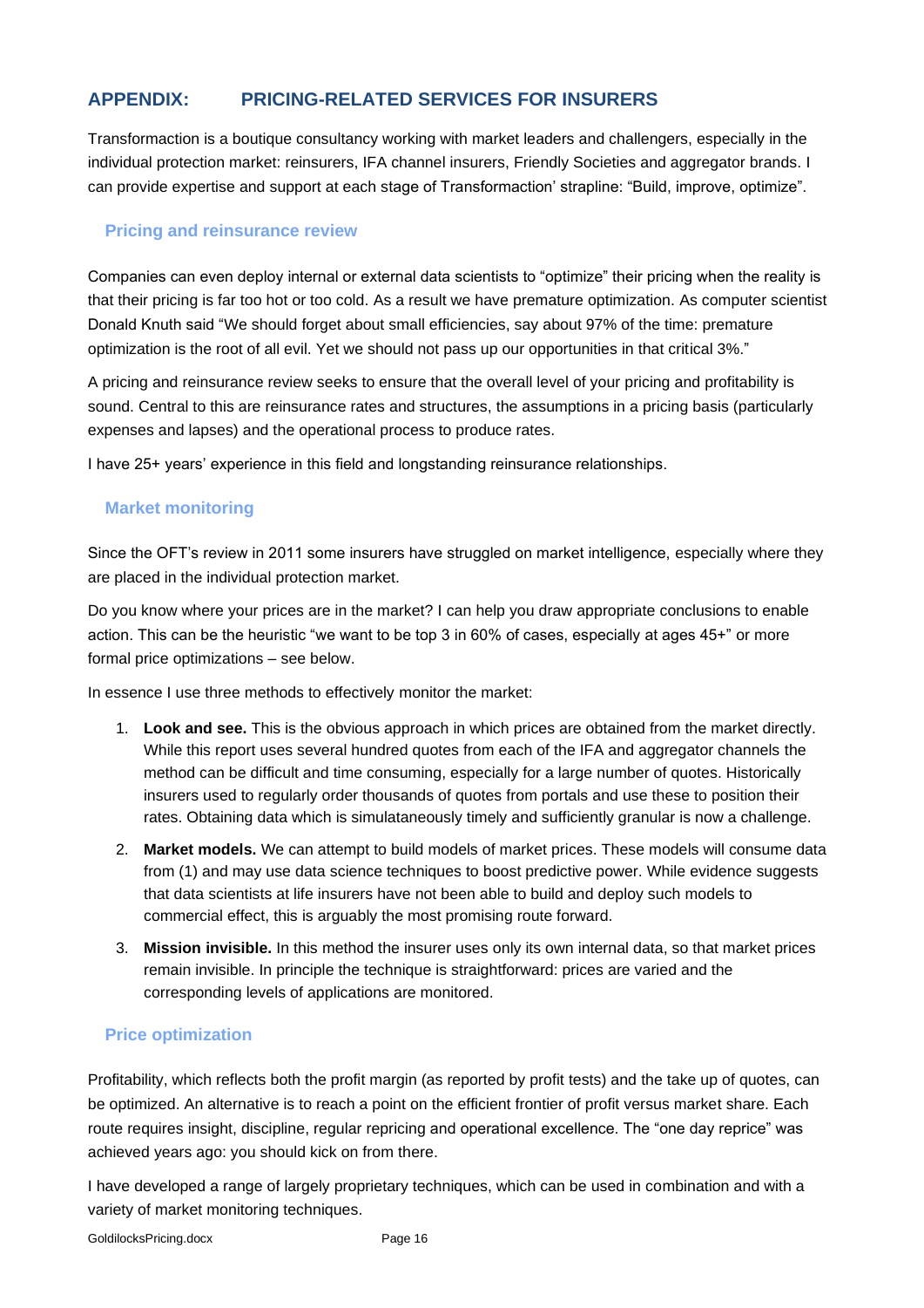## APPENDIX: PRICING-RELATED SERVICES FOR INSURERS

Transformaction is a boutique consultancy working with market leaders and challengers, especially in the individual protection market: reinsurers, IFA channel insurers, Friendly Societies and aggregator brands. I can provide expertise and support at each stage of Transformaction' strapline: "Build, improve, optimize".

### Pricing and reinsurance review

Companies can even deploy internal or external data scientists to "optimize" their pricing when the reality is that their pricing is far too hot or too cold. As a result we have premature optimization. As computer scientist Donald Knuth said "We should forget about small efficiencies, say about 97% of the time: premature optimization is the root of all evil. Yet we should not pass up our opportunities in that critical 3%."

A pricing and reinsurance review seeks to ensure that the overall level of your pricing and profitability is sound. Central to this are reinsurance rates and structures, the assumptions in a pricing basis (particularly expenses and lapses) and the operational process to produce rates.

I have 25+ years' experience in this field and longstanding reinsurance relationships.

### Market monitoring

Since the OFT's review in 2011 some insurers have struggled on market intelligence, especially where they are placed in the individual protection market.

Do you know where your prices are in the market? I can help you draw appropriate conclusions to enable action. This can be the heuristic "we want to be top 3 in 60% of cases, especially at ages 45+" or more formal price optimizations – see below.

In essence I use three methods to effectively monitor the market:

1. **Look and see.** This is the obvious approach in which prices are obtained from the market directly. While this report uses several hundred quotes from each of the IFA and aggregator channels the method can be difficult and time consuming, especially for a large number of quotes. Historically insurers used to regularly order thousands of quotes from portals and use these to position their rates. Obtaining data which is simulataneously timely and sufficiently granular is now a challenge.
2. **Market models.** We can attempt to build models of market prices. These models will consume data from (1) and may use data science techniques to boost predictive power. While evidence suggests that data scientists at life insurers have not been able to build and deploy such models to commercial effect, this is arguably the most promising route forward.
3. **Mission invisible.** In this method the insurer uses only its own internal data, so that market prices remain invisible. In principle the technique is straightforward: prices are varied and the corresponding levels of applications are monitored.

### Price optimization

Profitability, which reflects both the profit margin (as reported by profit tests) and the take up of quotes, can be optimized. An alternative is to reach a point on the efficient frontier of profit versus market share. Each route requires insight, discipline, regular repricing and operational excellence. The "one day reprice" was achieved years ago: you should kick on from there.

I have developed a range of largely proprietary techniques, which can be used in combination and with a variety of market monitoring techniques.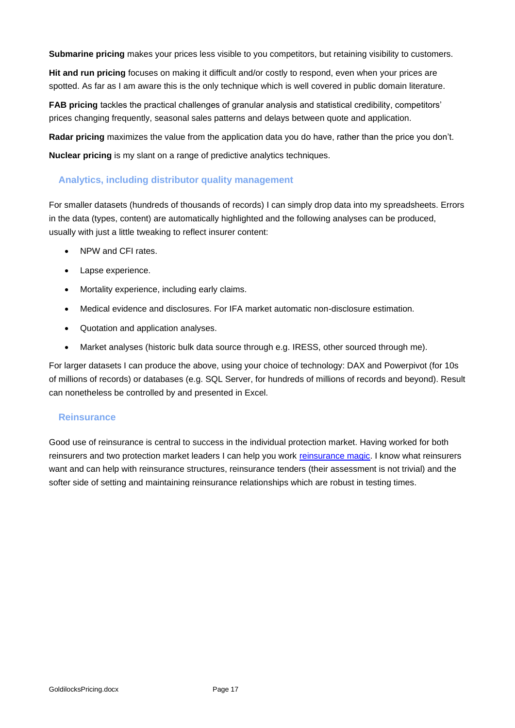**Submarine pricing** makes your prices less visible to you competitors, but retaining visibility to customers.

**Hit and run pricing** focuses on making it difficult and/or costly to respond, even when your prices are spotted. As far as I am aware this is the only technique which is well covered in public domain literature.

**FAB pricing** tackles the practical challenges of granular analysis and statistical credibility, competitors' prices changing frequently, seasonal sales patterns and delays between quote and application.

**Radar pricing** maximizes the value from the application data you do have, rather than the price you don't.

**Nuclear pricing** is my slant on a range of predictive analytics techniques.

### Analytics, including distributor quality management

For smaller datasets (hundreds of thousands of records) I can simply drop data into my spreadsheets. Errors in the data (types, content) are automatically highlighted and the following analyses can be produced, usually with just a little tweaking to reflect insurer content:

- NPW and CFI rates.
- Lapse experience.
- Mortality experience, including early claims.
- Medical evidence and disclosures. For IFA market automatic non-disclosure estimation.
- Quotation and application analyses.
- Market analyses (historic bulk data source through e.g. IRESS, other sourced through me).

For larger datasets I can produce the above, using your choice of technology: DAX and Powerpivot (for 10s of millions of records) or databases (e.g. SQL Server, for hundreds of millions of records and beyond). Result can nonetheless be controlled by and presented in Excel.

### Reinsurance

Good use of reinsurance is central to success in the individual protection market. Having worked for both reinsurers and two protection market leaders I can help you work reinsurance magic. I know what reinsurers want and can help with reinsurance structures, reinsurance tenders (their assessment is not trivial) and the softer side of setting and maintaining reinsurance relationships which are robust in testing times.